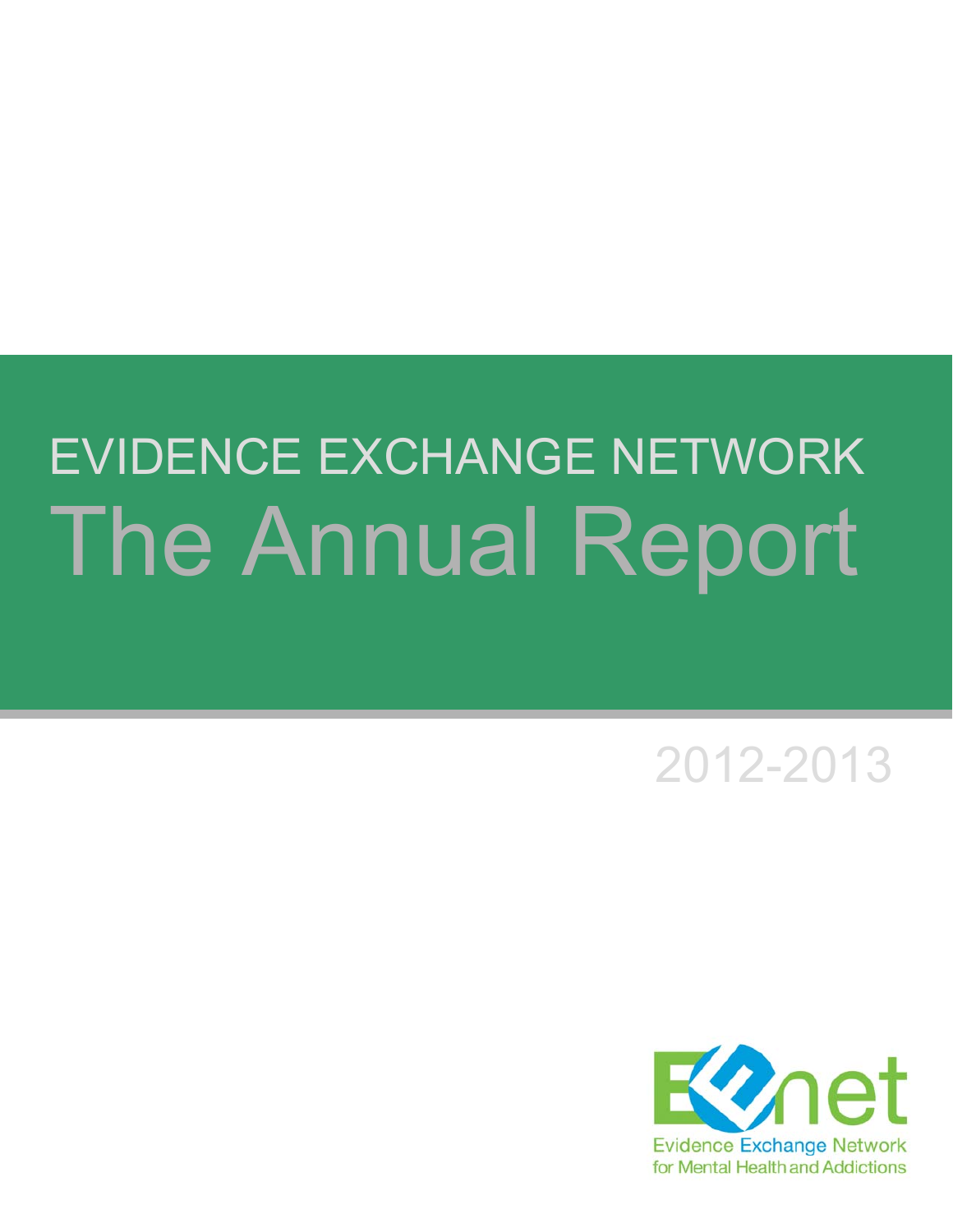# EVIDENCE EXCHANGE NETWORK

# The Annual Report

2012-2013

EENet

Evidence Exchange Network for Mental Health and Addictions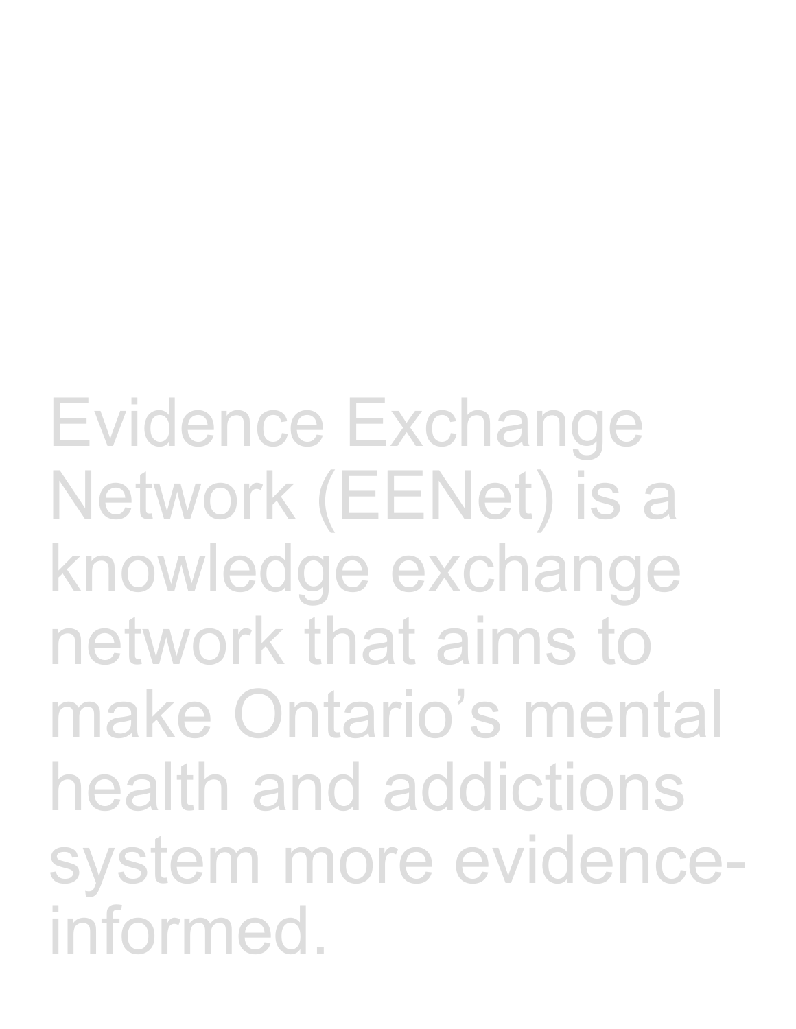Evidence Exchange Network (EENet) is a knowledge exchange network that aims to make Ontario's mental health and addictions system more evidence-informed.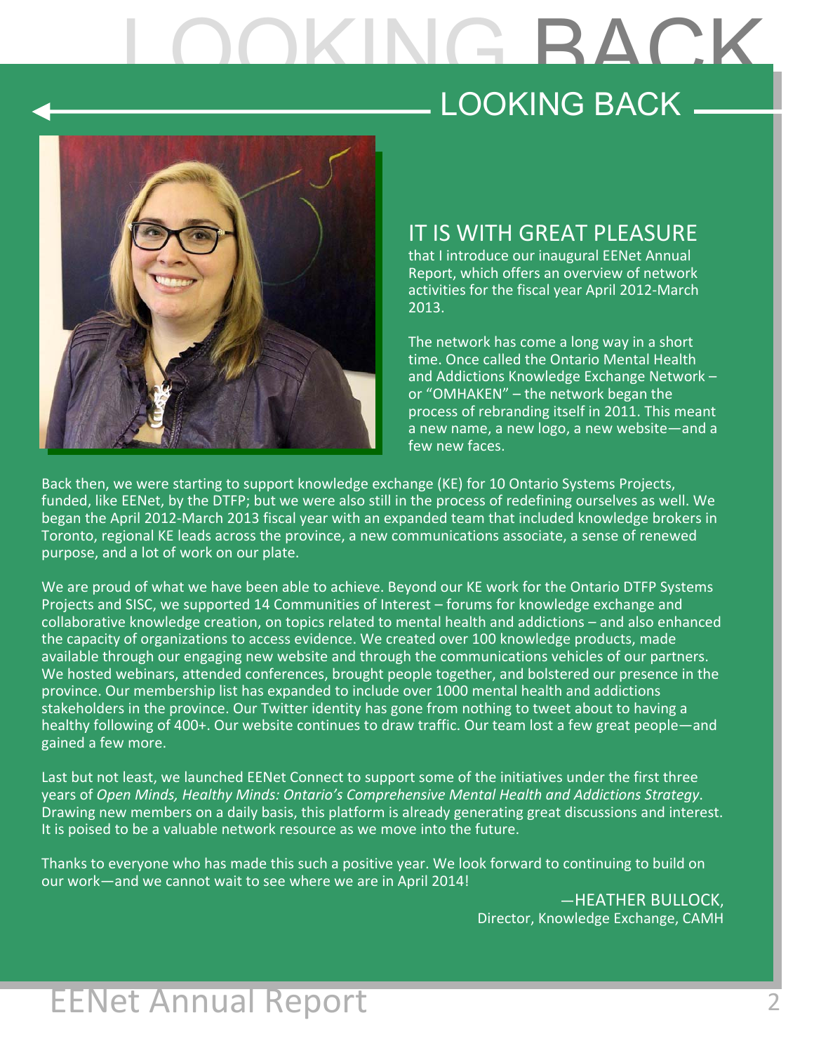# LOOKING BACK

## IT IS WITH GREAT PLEASURE

that I introduce our inaugural EENet Annual Report, which offers an overview of network activities for the fiscal year April 2012-March 2013.

The network has come a long way in a short time. Once called the Ontario Mental Health and Addictions Knowledge Exchange Network – or "OMHAKEN" – the network began the process of rebranding itself in 2011. This meant a new name, a new logo, a new website—and a few new faces.

Back then, we were starting to support knowledge exchange (KE) for 10 Ontario Systems Projects, funded, like EENet, by the DTFP; but we were also still in the process of redefining ourselves as well. We began the April 2012-March 2013 fiscal year with an expanded team that included knowledge brokers in Toronto, regional KE leads across the province, a new communications associate, a sense of renewed purpose, and a lot of work on our plate.

We are proud of what we have been able to achieve. Beyond our KE work for the Ontario DTFP Systems Projects and SISC, we supported 14 Communities of Interest – forums for knowledge exchange and collaborative knowledge creation, on topics related to mental health and addictions – and also enhanced the capacity of organizations to access evidence. We created over 100 knowledge products, made available through our engaging new website and through the communications vehicles of our partners. We hosted webinars, attended conferences, brought people together, and bolstered our presence in the province. Our membership list has expanded to include over 1000 mental health and addictions stakeholders in the province. Our Twitter identity has gone from nothing to tweet about to having a healthy following of 400+. Our website continues to draw traffic. Our team lost a few great people—and gained a few more.

Last but not least, we launched EENet Connect to support some of the initiatives under the first three years of *Open Minds, Healthy Minds: Ontario's Comprehensive Mental Health and Addictions Strategy*. Drawing new members on a daily basis, this platform is already generating great discussions and interest. It is poised to be a valuable network resource as we move into the future.

Thanks to everyone who has made this such a positive year. We look forward to continuing to build on our work—and we cannot wait to see where we are in April 2014!

—HEATHER BULLOCK,
Director, Knowledge Exchange, CAMH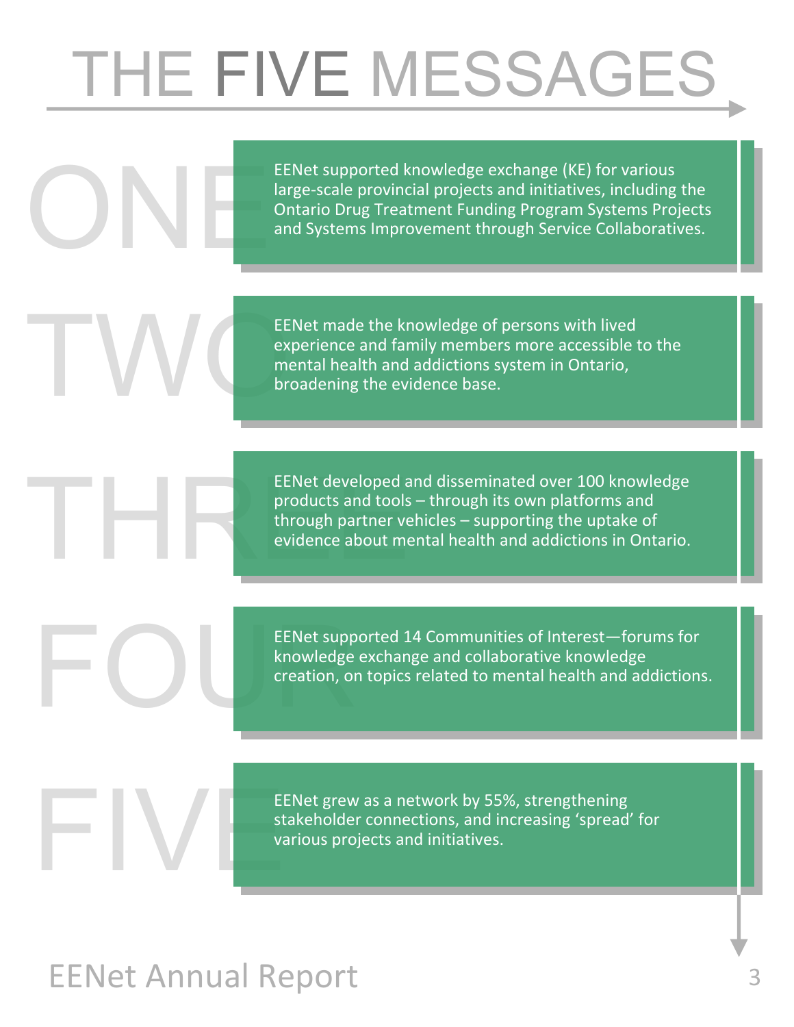# THE FIVE MESSAGES

**ONE**

EENet supported knowledge exchange (KE) for various large-scale provincial projects and initiatives, including the Ontario Drug Treatment Funding Program Systems Projects and Systems Improvement through Service Collaboratives.

**TWO**

EENet made the knowledge of persons with lived experience and family members more accessible to the mental health and addictions system in Ontario, broadening the evidence base.

**THREE**

EENet developed and disseminated over 100 knowledge products and tools – through its own platforms and through partner vehicles – supporting the uptake of evidence about mental health and addictions in Ontario.

**FOUR**

EENet supported 14 Communities of Interest—forums for knowledge exchange and collaborative knowledge creation, on topics related to mental health and addictions.

**FIVE**

EENet grew as a network by 55%, strengthening stakeholder connections, and increasing 'spread' for various projects and initiatives.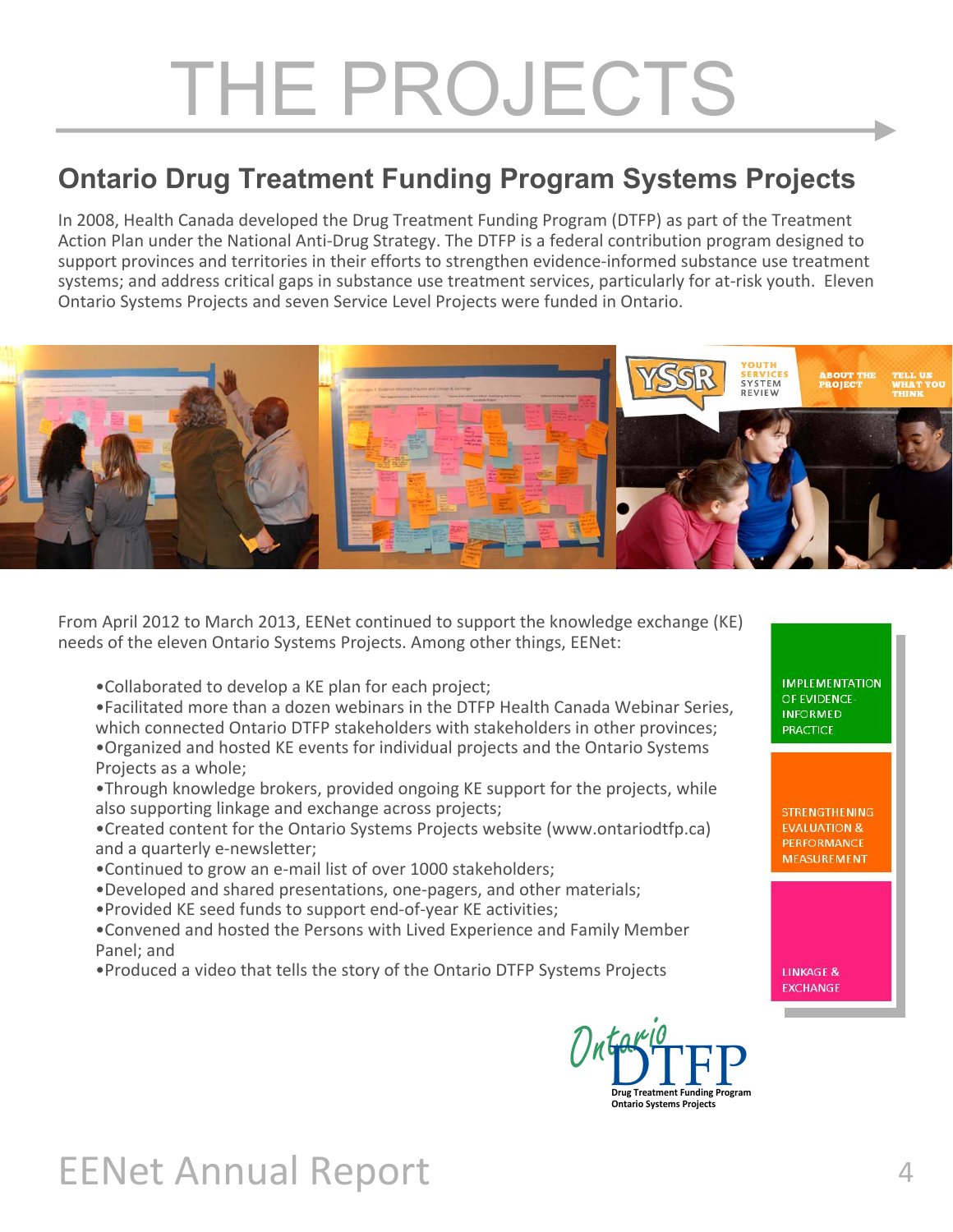# THE PROJECTS

## Ontario Drug Treatment Funding Program Systems Projects

In 2008, Health Canada developed the Drug Treatment Funding Program (DTFP) as part of the Treatment Action Plan under the National Anti-Drug Strategy. The DTFP is a federal contribution program designed to support provinces and territories in their efforts to strengthen evidence-informed substance use treatment systems; and address critical gaps in substance use treatment services, particularly for at-risk youth. Eleven Ontario Systems Projects and seven Service Level Projects were funded in Ontario.

From April 2012 to March 2013, EENet continued to support the knowledge exchange (KE) needs of the eleven Ontario Systems Projects. Among other things, EENet:

- Collaborated to develop a KE plan for each project;
- Facilitated more than a dozen webinars in the DTFP Health Canada Webinar Series, which connected Ontario DTFP stakeholders with stakeholders in other provinces;
- Organized and hosted KE events for individual projects and the Ontario Systems Projects as a whole;
- Through knowledge brokers, provided ongoing KE support for the projects, while also supporting linkage and exchange across projects;
- Created content for the Ontario Systems Projects website (www.ontariodtfp.ca) and a quarterly e-newsletter;
- Continued to grow an e-mail list of over 1000 stakeholders;
- Developed and shared presentations, one-pagers, and other materials;
- Provided KE seed funds to support end-of-year KE activities;
- Convened and hosted the Persons with Lived Experience and Family Member Panel; and
- Produced a video that tells the story of the Ontario DTFP Systems Projects

IMPLEMENTATION OF EVIDENCE-INFORMED PRACTICE

STRENGTHENING EVALUATION & PERFORMANCE MEASUREMENT

LINKAGE & EXCHANGE

Ontario DTFP
Drug Treatment Funding Program
Ontario Systems Projects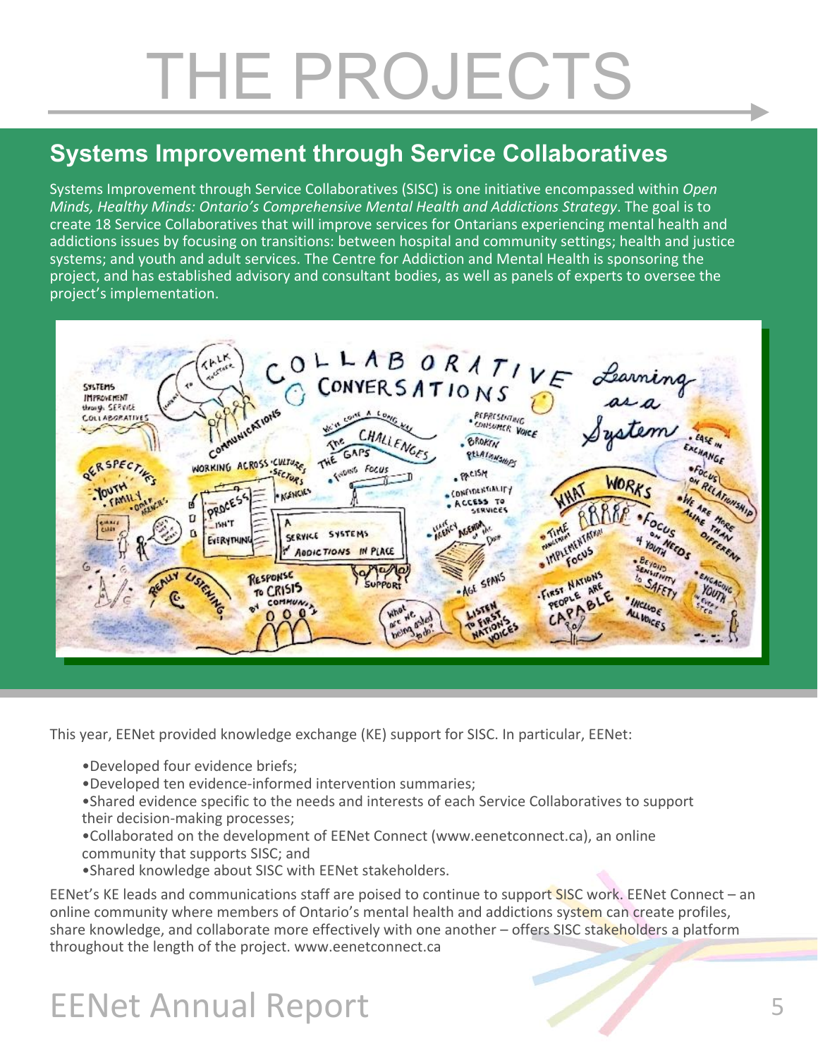# THE PROJECTS

## Systems Improvement through Service Collaboratives

Systems Improvement through Service Collaboratives (SISC) is one initiative encompassed within *Open Minds, Healthy Minds: Ontario's Comprehensive Mental Health and Addictions Strategy*. The goal is to create 18 Service Collaboratives that will improve services for Ontarians experiencing mental health and addictions issues by focusing on transitions: between hospital and community settings; health and justice systems; and youth and adult services. The Centre for Addiction and Mental Health is sponsoring the project, and has established advisory and consultant bodies, as well as panels of experts to oversee the project's implementation.

This year, EENet provided knowledge exchange (KE) support for SISC. In particular, EENet:

- Developed four evidence briefs;
- Developed ten evidence-informed intervention summaries;
- Shared evidence specific to the needs and interests of each Service Collaboratives to support their decision-making processes;
- Collaborated on the development of EENet Connect (www.eenetconnect.ca), an online community that supports SISC; and
- Shared knowledge about SISC with EENet stakeholders.

EENet's KE leads and communications staff are poised to continue to support SISC work. EENet Connect – an online community where members of Ontario's mental health and addictions system can create profiles, share knowledge, and collaborate more effectively with one another – offers SISC stakeholders a platform throughout the length of the project. www.eenetconnect.ca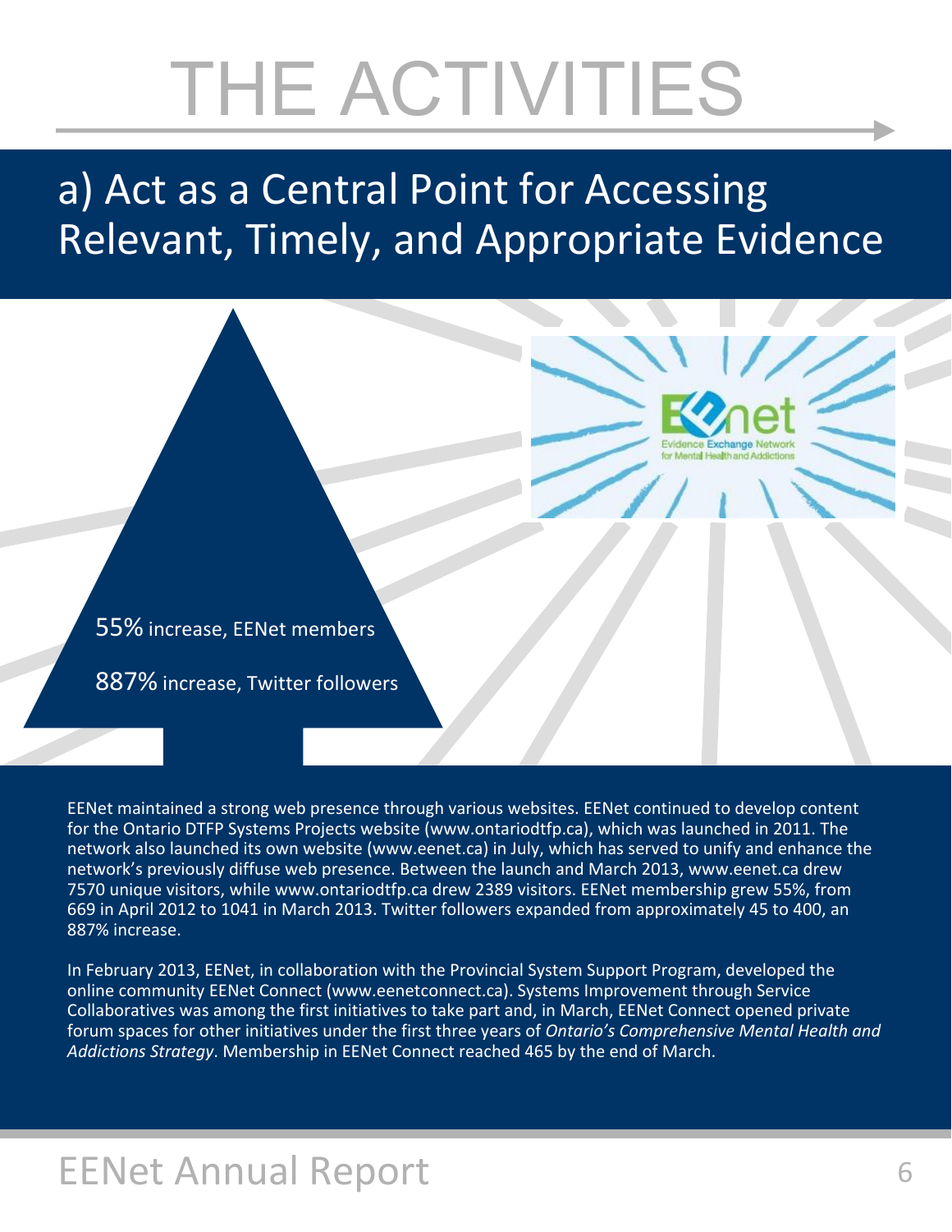# THE ACTIVITIES

## a) Act as a Central Point for Accessing Relevant, Timely, and Appropriate Evidence

55% increase, EENet members

887% increase, Twitter followers

EENet maintained a strong web presence through various websites. EENet continued to develop content for the Ontario DTFP Systems Projects website (www.ontariodtfp.ca), which was launched in 2011. The network also launched its own website (www.eenet.ca) in July, which has served to unify and enhance the network's previously diffuse web presence. Between the launch and March 2013, www.eenet.ca drew 7570 unique visitors, while www.ontariodtfp.ca drew 2389 visitors. EENet membership grew 55%, from 669 in April 2012 to 1041 in March 2013. Twitter followers expanded from approximately 45 to 400, an 887% increase.

In February 2013, EENet, in collaboration with the Provincial System Support Program, developed the online community EENet Connect (www.eenetconnect.ca). Systems Improvement through Service Collaboratives was among the first initiatives to take part and, in March, EENet Connect opened private forum spaces for other initiatives under the first three years of *Ontario's Comprehensive Mental Health and Addictions Strategy*. Membership in EENet Connect reached 465 by the end of March.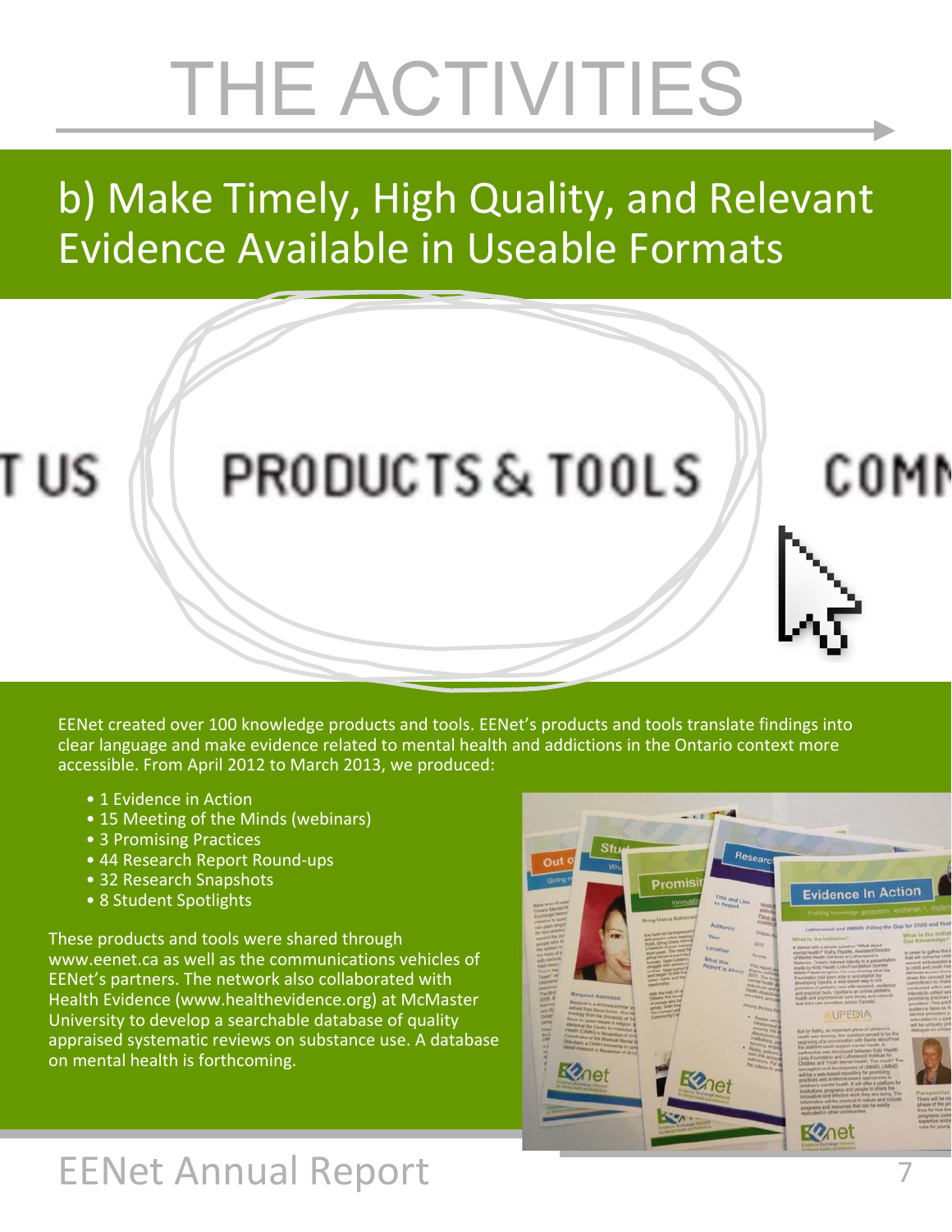# THE ACTIVITIES

## b) Make Timely, High Quality, and Relevant Evidence Available in Useable Formats

EENet created over 100 knowledge products and tools. EENet's products and tools translate findings into clear language and make evidence related to mental health and addictions in the Ontario context more accessible. From April 2012 to March 2013, we produced:

- 1 Evidence in Action
- 15 Meeting of the Minds (webinars)
- 3 Promising Practices
- 44 Research Report Round-ups
- 32 Research Snapshots
- 8 Student Spotlights

These products and tools were shared through www.eenet.ca as well as the communications vehicles of EENet's partners. The network also collaborated with Health Evidence (www.healthevidence.org) at McMaster University to develop a searchable database of quality appraised systematic reviews on substance use. A database on mental health is forthcoming.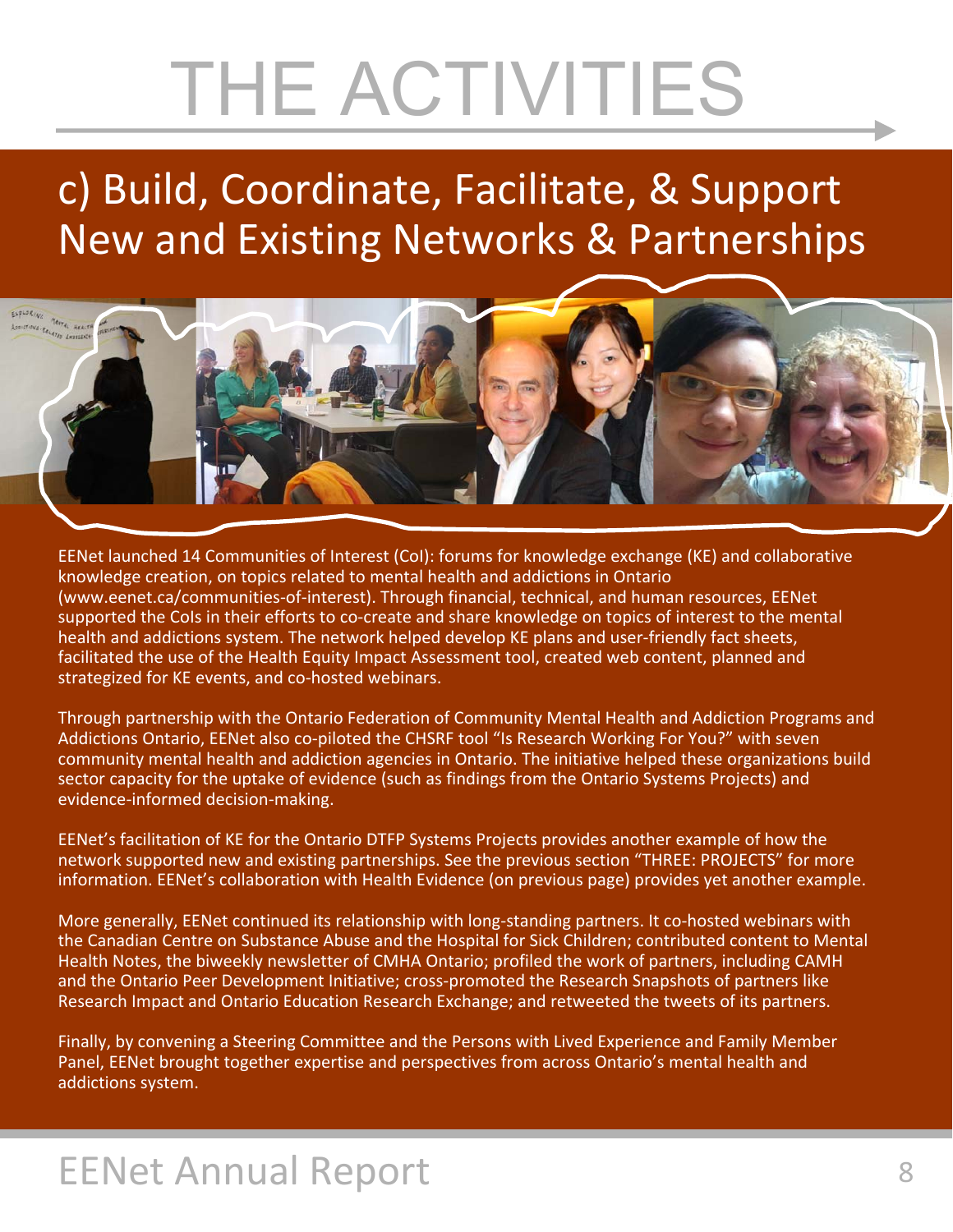# THE ACTIVITIES

## c) Build, Coordinate, Facilitate, & Support New and Existing Networks & Partnerships

EENet launched 14 Communities of Interest (CoI): forums for knowledge exchange (KE) and collaborative knowledge creation, on topics related to mental health and addictions in Ontario (www.eenet.ca/communities-of-interest). Through financial, technical, and human resources, EENet supported the CoIs in their efforts to co-create and share knowledge on topics of interest to the mental health and addictions system. The network helped develop KE plans and user-friendly fact sheets, facilitated the use of the Health Equity Impact Assessment tool, created web content, planned and strategized for KE events, and co-hosted webinars.

Through partnership with the Ontario Federation of Community Mental Health and Addiction Programs and Addictions Ontario, EENet also co-piloted the CHSRF tool "Is Research Working For You?" with seven community mental health and addiction agencies in Ontario. The initiative helped these organizations build sector capacity for the uptake of evidence (such as findings from the Ontario Systems Projects) and evidence-informed decision-making.

EENet's facilitation of KE for the Ontario DTFP Systems Projects provides another example of how the network supported new and existing partnerships. See the previous section "THREE: PROJECTS" for more information. EENet's collaboration with Health Evidence (on previous page) provides yet another example.

More generally, EENet continued its relationship with long-standing partners. It co-hosted webinars with the Canadian Centre on Substance Abuse and the Hospital for Sick Children; contributed content to Mental Health Notes, the biweekly newsletter of CMHA Ontario; profiled the work of partners, including CAMH and the Ontario Peer Development Initiative; cross-promoted the Research Snapshots of partners like Research Impact and Ontario Education Research Exchange; and retweeted the tweets of its partners.

Finally, by convening a Steering Committee and the Persons with Lived Experience and Family Member Panel, EENet brought together expertise and perspectives from across Ontario's mental health and addictions system.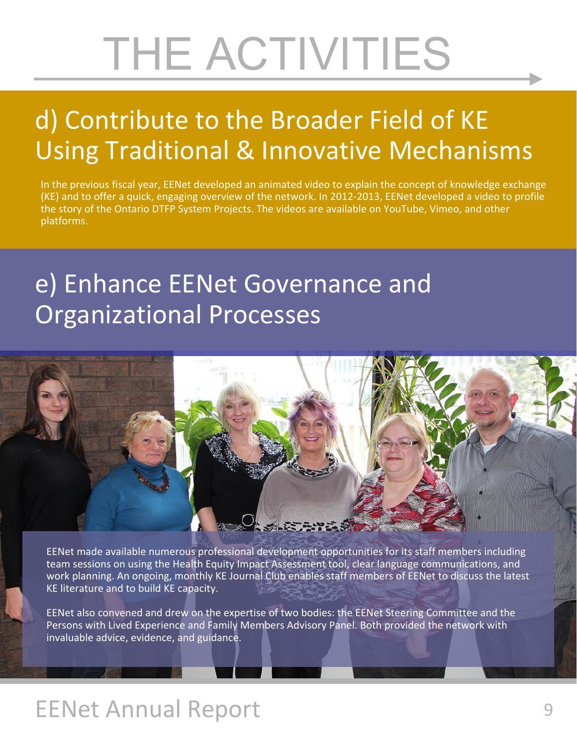# THE ACTIVITIES

## d) Contribute to the Broader Field of KE Using Traditional & Innovative Mechanisms

In the previous fiscal year, EENet developed an animated video to explain the concept of knowledge exchange (KE) and to offer a quick, engaging overview of the network. In 2012-2013, EENet developed a video to profile the story of the Ontario DTFP System Projects. The videos are available on YouTube, Vimeo, and other platforms.

## e) Enhance EENet Governance and Organizational Processes

EENet made available numerous professional development opportunities for its staff members including team sessions on using the Health Equity Impact Assessment tool, clear language communications, and work planning. An ongoing, monthly KE Journal Club enables staff members of EENet to discuss the latest KE literature and to build KE capacity.

EENet also convened and drew on the expertise of two bodies: the EENet Steering Committee and the Persons with Lived Experience and Family Members Advisory Panel. Both provided the network with invaluable advice, evidence, and guidance.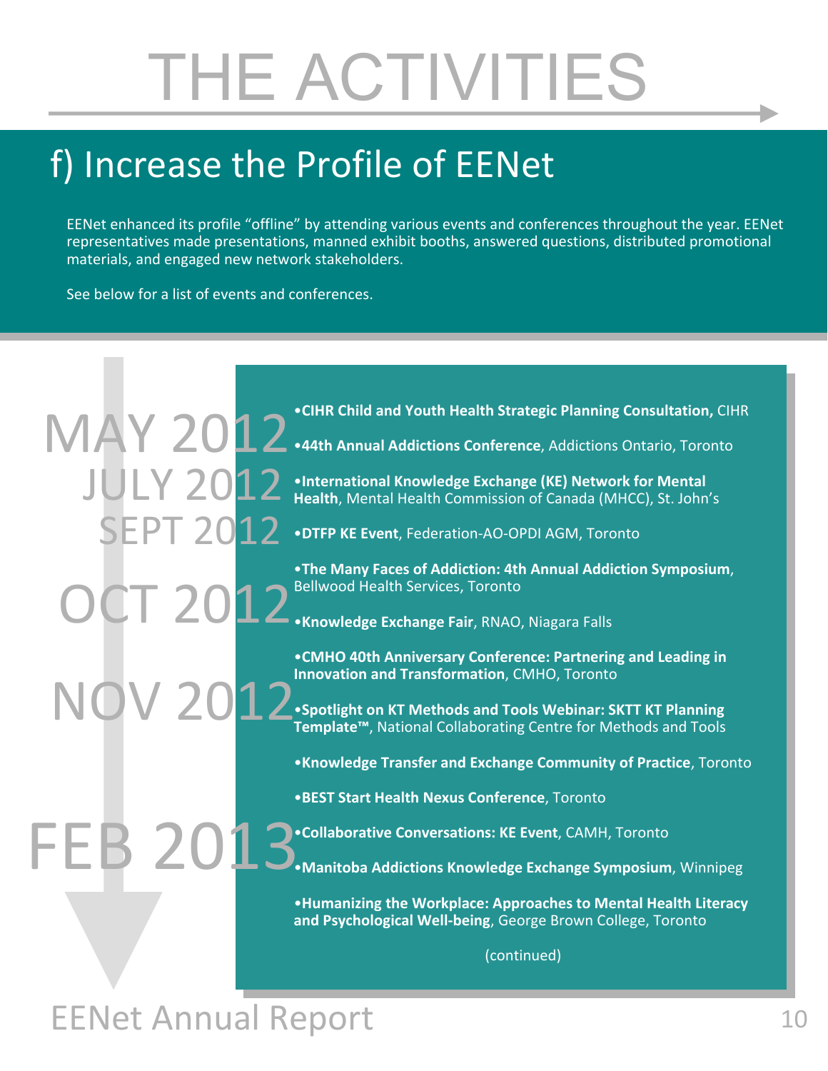# THE ACTIVITIES

## f) Increase the Profile of EENet

EENet enhanced its profile "offline" by attending various events and conferences throughout the year. EENet representatives made presentations, manned exhibit booths, answered questions, distributed promotional materials, and engaged new network stakeholders.

See below for a list of events and conferences.

**MAY 2012**

- **CIHR Child and Youth Health Strategic Planning Consultation,** CIHR
- **44th Annual Addictions Conference**, Addictions Ontario, Toronto

**JULY 2012**

- **International Knowledge Exchange (KE) Network for Mental Health**, Mental Health Commission of Canada (MHCC), St. John's

**SEPT 2012**

- **DTFP KE Event**, Federation-AO-OPDI AGM, Toronto

**OCT 2012**

- **The Many Faces of Addiction: 4th Annual Addiction Symposium**, Bellwood Health Services, Toronto
- **Knowledge Exchange Fair**, RNAO, Niagara Falls

**NOV 2012**

- **CMHO 40th Anniversary Conference: Partnering and Leading in Innovation and Transformation**, CMHO, Toronto
- **Spotlight on KT Methods and Tools Webinar: SKTT KT Planning Template™**, National Collaborating Centre for Methods and Tools
- **Knowledge Transfer and Exchange Community of Practice**, Toronto

**FEB 2013**

- **BEST Start Health Nexus Conference**, Toronto
- **Collaborative Conversations: KE Event**, CAMH, Toronto
- **Manitoba Addictions Knowledge Exchange Symposium**, Winnipeg
- **Humanizing the Workplace: Approaches to Mental Health Literacy and Psychological Well-being**, George Brown College, Toronto

(continued)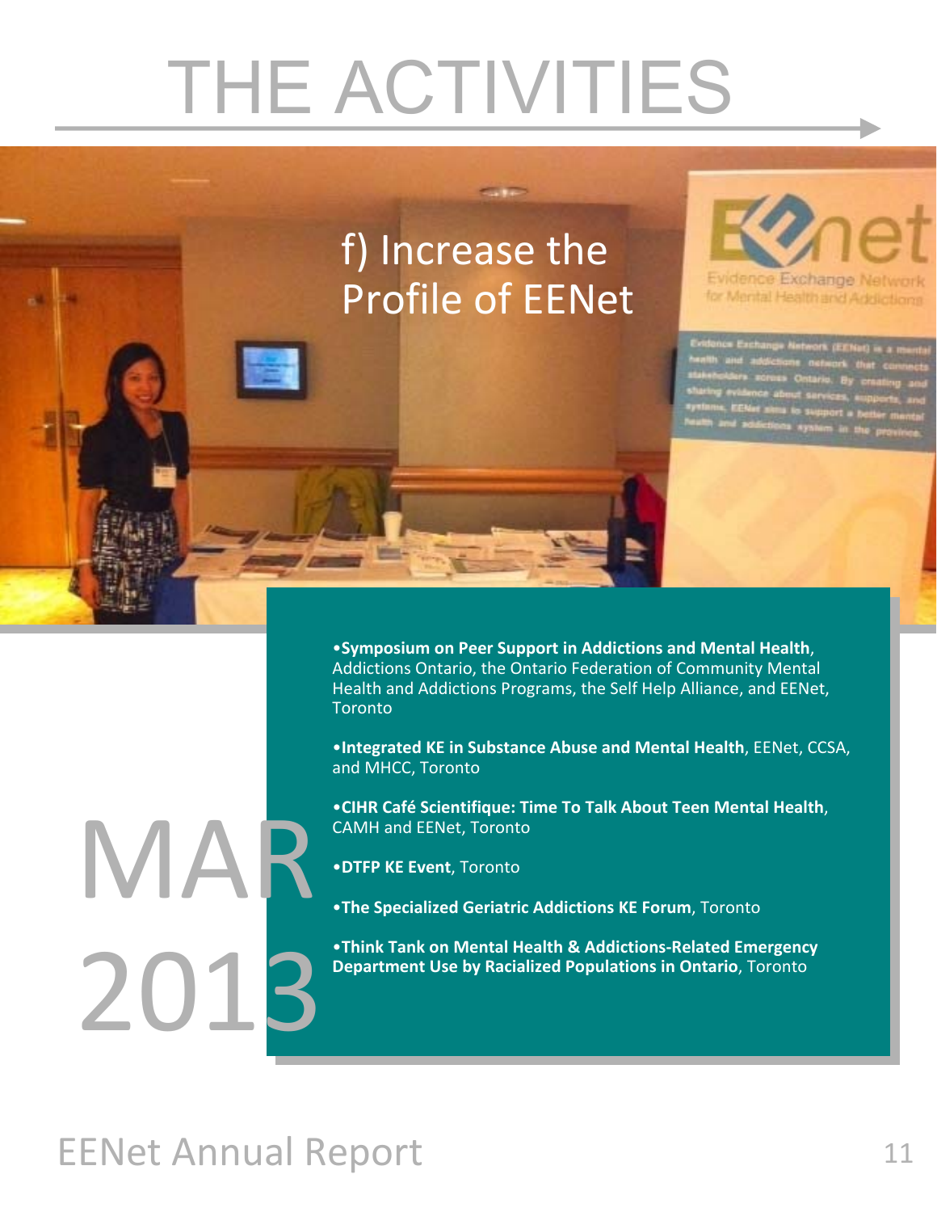# THE ACTIVITIES

## f) Increase the Profile of EENet

MAR 2013

- **Symposium on Peer Support in Addictions and Mental Health**, Addictions Ontario, the Ontario Federation of Community Mental Health and Addictions Programs, the Self Help Alliance, and EENet, Toronto
- **Integrated KE in Substance Abuse and Mental Health**, EENet, CCSA, and MHCC, Toronto
- **CIHR Café Scientifique: Time To Talk About Teen Mental Health**, CAMH and EENet, Toronto
- **DTFP KE Event**, Toronto
- **The Specialized Geriatric Addictions KE Forum**, Toronto
- **Think Tank on Mental Health & Addictions-Related Emergency Department Use by Racialized Populations in Ontario**, Toronto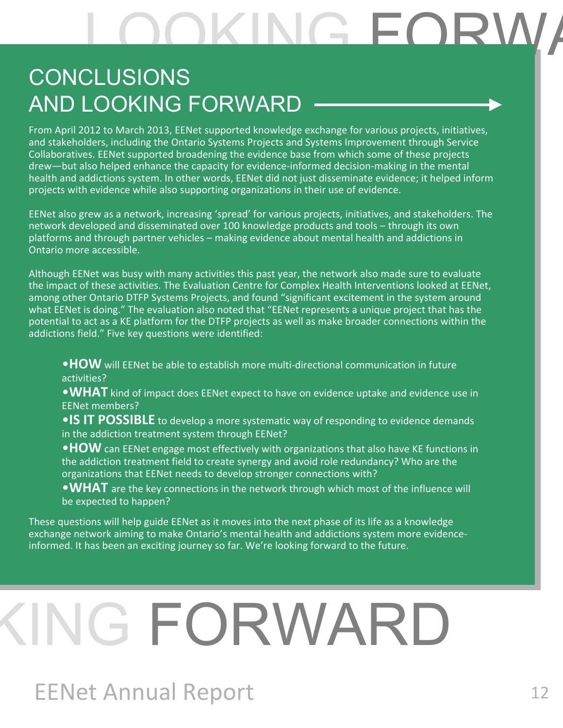# CONCLUSIONS AND LOOKING FORWARD

From April 2012 to March 2013, EENet supported knowledge exchange for various projects, initiatives, and stakeholders, including the Ontario Systems Projects and Systems Improvement through Service Collaboratives. EENet supported broadening the evidence base from which some of these projects drew—but also helped enhance the capacity for evidence-informed decision-making in the mental health and addictions system. In other words, EENet did not just disseminate evidence; it helped inform projects with evidence while also supporting organizations in their use of evidence.

EENet also grew as a network, increasing 'spread' for various projects, initiatives, and stakeholders. The network developed and disseminated over 100 knowledge products and tools – through its own platforms and through partner vehicles – making evidence about mental health and addictions in Ontario more accessible.

Although EENet was busy with many activities this past year, the network also made sure to evaluate the impact of these activities. The Evaluation Centre for Complex Health Interventions looked at EENet, among other Ontario DTFP Systems Projects, and found "significant excitement in the system around what EENet is doing." The evaluation also noted that "EENet represents a unique project that has the potential to act as a KE platform for the DTFP projects as well as make broader connections within the addictions field." Five key questions were identified:

- **HOW** will EENet be able to establish more multi-directional communication in future activities?
- **WHAT** kind of impact does EENet expect to have on evidence uptake and evidence use in EENet members?
- **IS IT POSSIBLE** to develop a more systematic way of responding to evidence demands in the addiction treatment system through EENet?
- **HOW** can EENet engage most effectively with organizations that also have KE functions in the addiction treatment field to create synergy and avoid role redundancy? Who are the organizations that EENet needs to develop stronger connections with?
- **WHAT** are the key connections in the network through which most of the influence will be expected to happen?

These questions will help guide EENet as it moves into the next phase of its life as a knowledge exchange network aiming to make Ontario's mental health and addictions system more evidence-informed. It has been an exciting journey so far. We're looking forward to the future.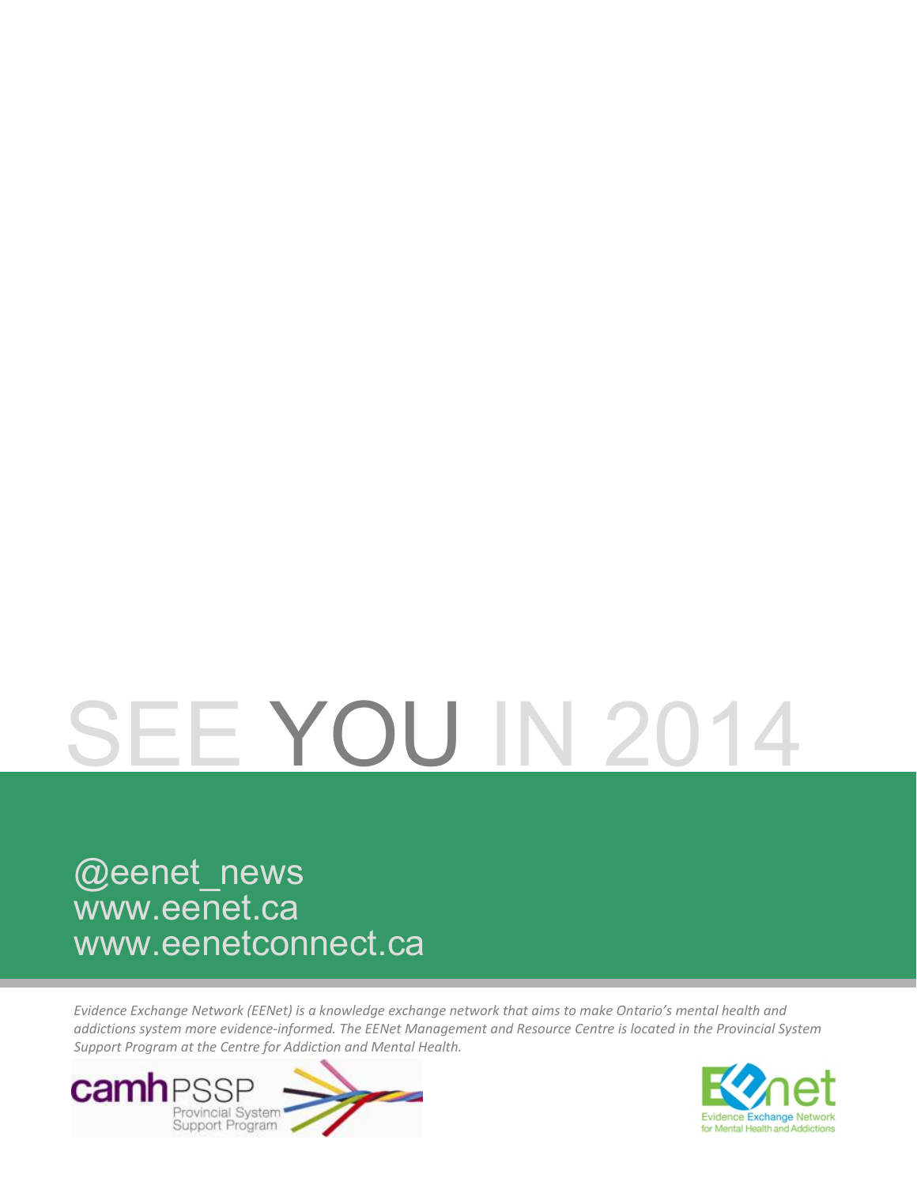# SEE YOU IN 2014

@eenet_news
www.eenet.ca
www.eenetconnect.ca

*Evidence Exchange Network (EENet) is a knowledge exchange network that aims to make Ontario's mental health and addictions system more evidence-informed. The EENet Management and Resource Centre is located in the Provincial System Support Program at the Centre for Addiction and Mental Health.*